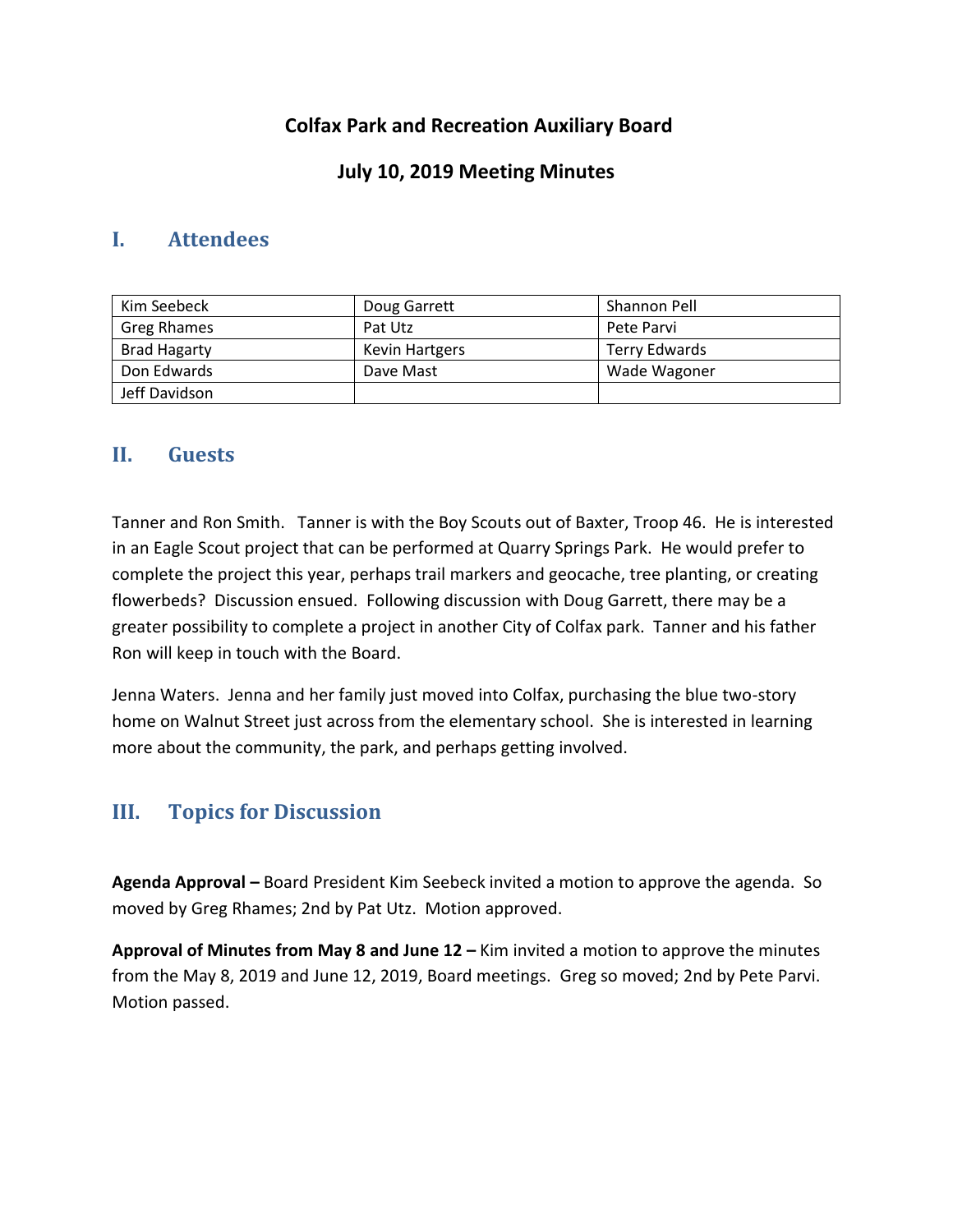**Colfax Park and Recreation Auxiliary Board**

**July 10, 2019 Meeting Minutes**

## I. Attendees

| Kim Seebeck | Doug Garrett | Shannon Pell |
|---|---|---|
| Greg Rhames | Pat Utz | Pete Parvi |
| Brad Hagarty | Kevin Hartgers | Terry Edwards |
| Don Edwards | Dave Mast | Wade Wagoner |
| Jeff Davidson | | |

## II. Guests

Tanner and Ron Smith. Tanner is with the Boy Scouts out of Baxter, Troop 46. He is interested in an Eagle Scout project that can be performed at Quarry Springs Park. He would prefer to complete the project this year, perhaps trail markers and geocache, tree planting, or creating flowerbeds? Discussion ensued. Following discussion with Doug Garrett, there may be a greater possibility to complete a project in another City of Colfax park. Tanner and his father Ron will keep in touch with the Board.

Jenna Waters. Jenna and her family just moved into Colfax, purchasing the blue two-story home on Walnut Street just across from the elementary school. She is interested in learning more about the community, the park, and perhaps getting involved.

## III. Topics for Discussion

**Agenda Approval –** Board President Kim Seebeck invited a motion to approve the agenda. So moved by Greg Rhames; 2nd by Pat Utz. Motion approved.

**Approval of Minutes from May 8 and June 12 –** Kim invited a motion to approve the minutes from the May 8, 2019 and June 12, 2019, Board meetings. Greg so moved; 2nd by Pete Parvi. Motion passed.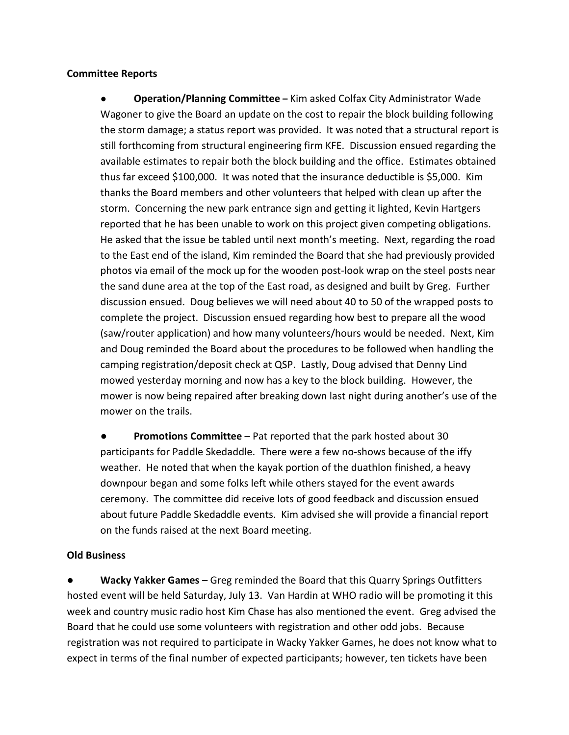**Committee Reports**

- **Operation/Planning Committee –** Kim asked Colfax City Administrator Wade Wagoner to give the Board an update on the cost to repair the block building following the storm damage; a status report was provided. It was noted that a structural report is still forthcoming from structural engineering firm KFE. Discussion ensued regarding the available estimates to repair both the block building and the office. Estimates obtained thus far exceed $100,000. It was noted that the insurance deductible is $5,000. Kim thanks the Board members and other volunteers that helped with clean up after the storm. Concerning the new park entrance sign and getting it lighted, Kevin Hartgers reported that he has been unable to work on this project given competing obligations. He asked that the issue be tabled until next month's meeting. Next, regarding the road to the East end of the island, Kim reminded the Board that she had previously provided photos via email of the mock up for the wooden post-look wrap on the steel posts near the sand dune area at the top of the East road, as designed and built by Greg. Further discussion ensued. Doug believes we will need about 40 to 50 of the wrapped posts to complete the project. Discussion ensued regarding how best to prepare all the wood (saw/router application) and how many volunteers/hours would be needed. Next, Kim and Doug reminded the Board about the procedures to be followed when handling the camping registration/deposit check at QSP. Lastly, Doug advised that Denny Lind mowed yesterday morning and now has a key to the block building. However, the mower is now being repaired after breaking down last night during another's use of the mower on the trails.

- **Promotions Committee** – Pat reported that the park hosted about 30 participants for Paddle Skedaddle. There were a few no-shows because of the iffy weather. He noted that when the kayak portion of the duathlon finished, a heavy downpour began and some folks left while others stayed for the event awards ceremony. The committee did receive lots of good feedback and discussion ensued about future Paddle Skedaddle events. Kim advised she will provide a financial report on the funds raised at the next Board meeting.

**Old Business**

- **Wacky Yakker Games** – Greg reminded the Board that this Quarry Springs Outfitters hosted event will be held Saturday, July 13. Van Hardin at WHO radio will be promoting it this week and country music radio host Kim Chase has also mentioned the event. Greg advised the Board that he could use some volunteers with registration and other odd jobs. Because registration was not required to participate in Wacky Yakker Games, he does not know what to expect in terms of the final number of expected participants; however, ten tickets have been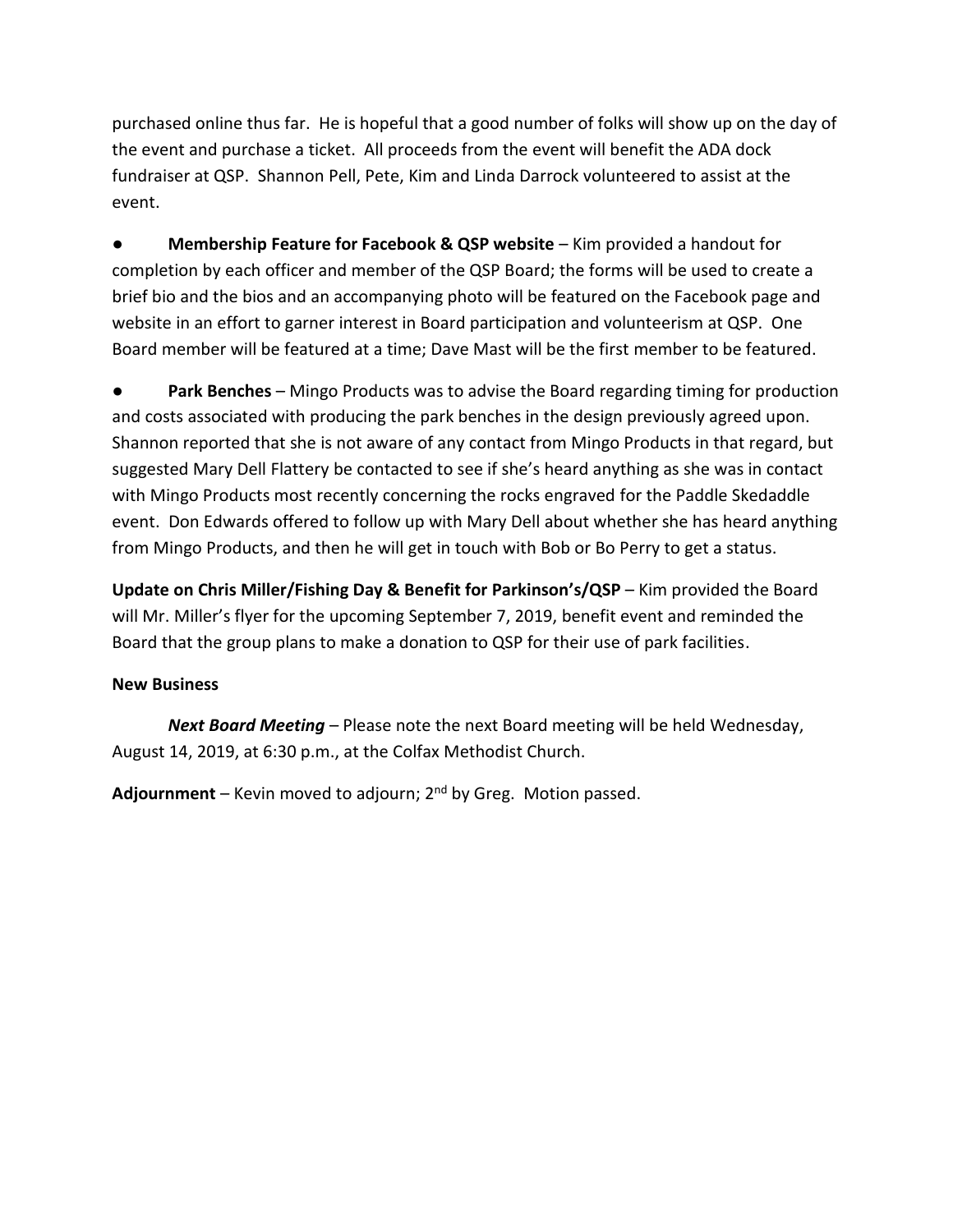purchased online thus far. He is hopeful that a good number of folks will show up on the day of the event and purchase a ticket. All proceeds from the event will benefit the ADA dock fundraiser at QSP. Shannon Pell, Pete, Kim and Linda Darrock volunteered to assist at the event.

- **Membership Feature for Facebook & QSP website** – Kim provided a handout for completion by each officer and member of the QSP Board; the forms will be used to create a brief bio and the bios and an accompanying photo will be featured on the Facebook page and website in an effort to garner interest in Board participation and volunteerism at QSP. One Board member will be featured at a time; Dave Mast will be the first member to be featured.

- **Park Benches** – Mingo Products was to advise the Board regarding timing for production and costs associated with producing the park benches in the design previously agreed upon. Shannon reported that she is not aware of any contact from Mingo Products in that regard, but suggested Mary Dell Flattery be contacted to see if she's heard anything as she was in contact with Mingo Products most recently concerning the rocks engraved for the Paddle Skedaddle event. Don Edwards offered to follow up with Mary Dell about whether she has heard anything from Mingo Products, and then he will get in touch with Bob or Bo Perry to get a status.

**Update on Chris Miller/Fishing Day & Benefit for Parkinson's/QSP** – Kim provided the Board will Mr. Miller's flyer for the upcoming September 7, 2019, benefit event and reminded the Board that the group plans to make a donation to QSP for their use of park facilities.

**New Business**

***Next Board Meeting*** – Please note the next Board meeting will be held Wednesday, August 14, 2019, at 6:30 p.m., at the Colfax Methodist Church.

**Adjournment** – Kevin moved to adjourn; 2nd by Greg. Motion passed.